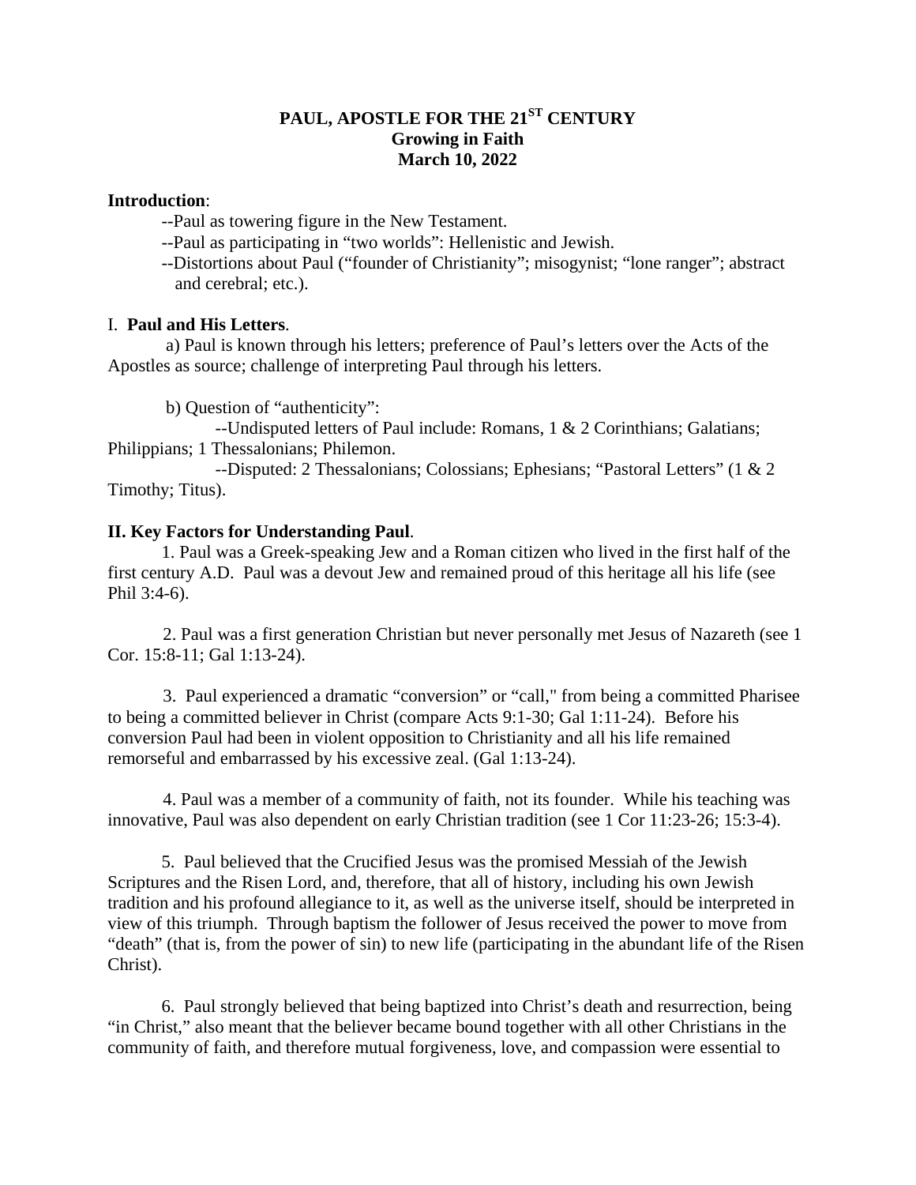# PAUL, APOSTLE FOR THE 21ST CENTURY
## Growing in Faith
## March 10, 2022

**Introduction**:

--Paul as towering figure in the New Testament.

--Paul as participating in "two worlds": Hellenistic and Jewish.

--Distortions about Paul ("founder of Christianity"; misogynist; "lone ranger"; abstract and cerebral; etc.).

I. **Paul and His Letters**.

a) Paul is known through his letters; preference of Paul's letters over the Acts of the Apostles as source; challenge of interpreting Paul through his letters.

b) Question of "authenticity":

--Undisputed letters of Paul include: Romans, 1 & 2 Corinthians; Galatians; Philippians; 1 Thessalonians; Philemon.

--Disputed: 2 Thessalonians; Colossians; Ephesians; "Pastoral Letters" (1 & 2 Timothy; Titus).

**II. Key Factors for Understanding Paul**.

1. Paul was a Greek-speaking Jew and a Roman citizen who lived in the first half of the first century A.D. Paul was a devout Jew and remained proud of this heritage all his life (see Phil 3:4-6).

2. Paul was a first generation Christian but never personally met Jesus of Nazareth (see 1 Cor. 15:8-11; Gal 1:13-24).

3. Paul experienced a dramatic "conversion" or "call," from being a committed Pharisee to being a committed believer in Christ (compare Acts 9:1-30; Gal 1:11-24). Before his conversion Paul had been in violent opposition to Christianity and all his life remained remorseful and embarrassed by his excessive zeal. (Gal 1:13-24).

4. Paul was a member of a community of faith, not its founder. While his teaching was innovative, Paul was also dependent on early Christian tradition (see 1 Cor 11:23-26; 15:3-4).

5. Paul believed that the Crucified Jesus was the promised Messiah of the Jewish Scriptures and the Risen Lord, and, therefore, that all of history, including his own Jewish tradition and his profound allegiance to it, as well as the universe itself, should be interpreted in view of this triumph. Through baptism the follower of Jesus received the power to move from "death" (that is, from the power of sin) to new life (participating in the abundant life of the Risen Christ).

6. Paul strongly believed that being baptized into Christ's death and resurrection, being "in Christ," also meant that the believer became bound together with all other Christians in the community of faith, and therefore mutual forgiveness, love, and compassion were essential to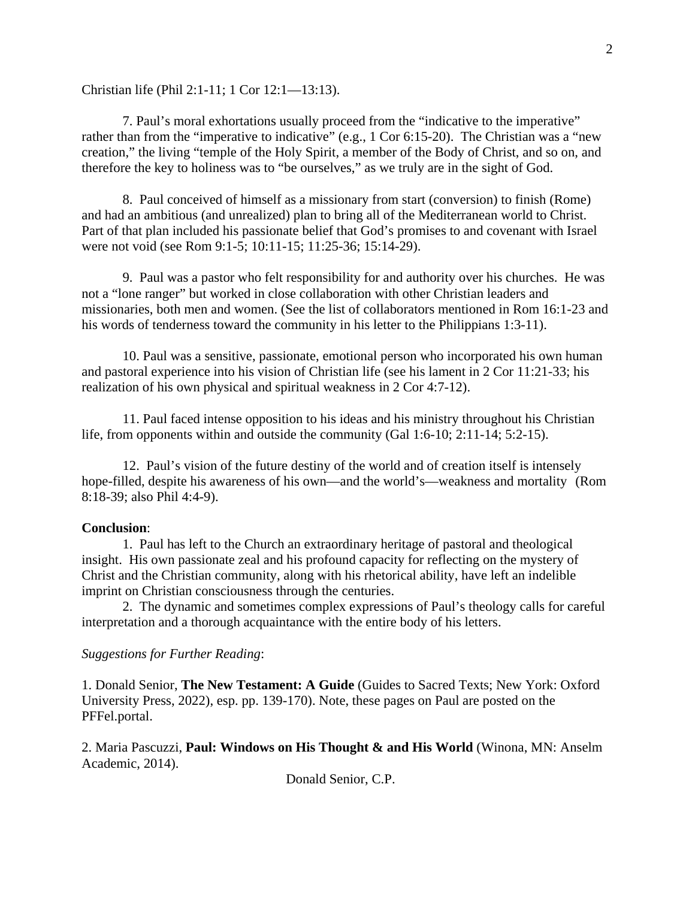Christian life (Phil 2:1-11; 1 Cor 12:1—13:13).

7. Paul's moral exhortations usually proceed from the "indicative to the imperative" rather than from the "imperative to indicative" (e.g., 1 Cor 6:15-20). The Christian was a "new creation," the living "temple of the Holy Spirit, a member of the Body of Christ, and so on, and therefore the key to holiness was to "be ourselves," as we truly are in the sight of God.

8. Paul conceived of himself as a missionary from start (conversion) to finish (Rome) and had an ambitious (and unrealized) plan to bring all of the Mediterranean world to Christ. Part of that plan included his passionate belief that God's promises to and covenant with Israel were not void (see Rom 9:1-5; 10:11-15; 11:25-36; 15:14-29).

9. Paul was a pastor who felt responsibility for and authority over his churches. He was not a "lone ranger" but worked in close collaboration with other Christian leaders and missionaries, both men and women. (See the list of collaborators mentioned in Rom 16:1-23 and his words of tenderness toward the community in his letter to the Philippians 1:3-11).

10. Paul was a sensitive, passionate, emotional person who incorporated his own human and pastoral experience into his vision of Christian life (see his lament in 2 Cor 11:21-33; his realization of his own physical and spiritual weakness in 2 Cor 4:7-12).

11. Paul faced intense opposition to his ideas and his ministry throughout his Christian life, from opponents within and outside the community (Gal 1:6-10; 2:11-14; 5:2-15).

12. Paul's vision of the future destiny of the world and of creation itself is intensely hope-filled, despite his awareness of his own—and the world's—weakness and mortality (Rom 8:18-39; also Phil 4:4-9).

**Conclusion**:

1. Paul has left to the Church an extraordinary heritage of pastoral and theological insight. His own passionate zeal and his profound capacity for reflecting on the mystery of Christ and the Christian community, along with his rhetorical ability, have left an indelible imprint on Christian consciousness through the centuries.

2. The dynamic and sometimes complex expressions of Paul's theology calls for careful interpretation and a thorough acquaintance with the entire body of his letters.

*Suggestions for Further Reading*:

1. Donald Senior, **The New Testament: A Guide** (Guides to Sacred Texts; New York: Oxford University Press, 2022), esp. pp. 139-170). Note, these pages on Paul are posted on the PFFel.portal.

2. Maria Pascuzzi, **Paul: Windows on His Thought & and His World** (Winona, MN: Anselm Academic, 2014).

Donald Senior, C.P.